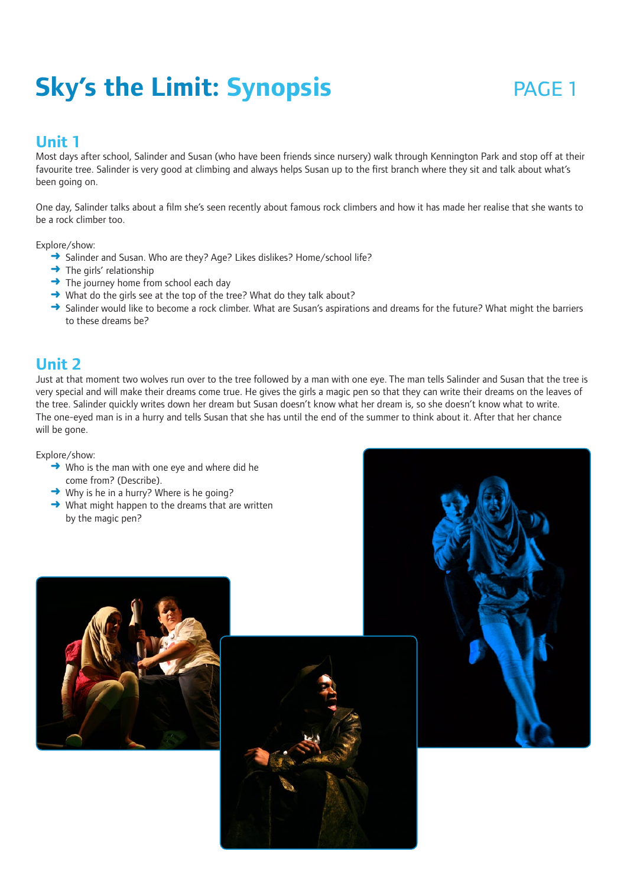# Sky's the Limit: Synopsis

## Unit 1

Most days after school, Salinder and Susan (who have been friends since nursery) walk through Kennington Park and stop off at their favourite tree. Salinder is very good at climbing and always helps Susan up to the first branch where they sit and talk about what's been going on.

One day, Salinder talks about a film she's seen recently about famous rock climbers and how it has made her realise that she wants to be a rock climber too.

Explore/show:

- Salinder and Susan. Who are they? Age? Likes dislikes? Home/school life?
- The girls' relationship
- The journey home from school each day
- What do the girls see at the top of the tree? What do they talk about?
- Salinder would like to become a rock climber. What are Susan's aspirations and dreams for the future? What might the barriers to these dreams be?

## Unit 2

Just at that moment two wolves run over to the tree followed by a man with one eye. The man tells Salinder and Susan that the tree is very special and will make their dreams come true. He gives the girls a magic pen so that they can write their dreams on the leaves of the tree. Salinder quickly writes down her dream but Susan doesn't know what her dream is, so she doesn't know what to write. The one-eyed man is in a hurry and tells Susan that she has until the end of the summer to think about it. After that her chance will be gone.

Explore/show:

- Who is the man with one eye and where did he come from? (Describe).
- Why is he in a hurry? Where is he going?
- What might happen to the dreams that are written by the magic pen?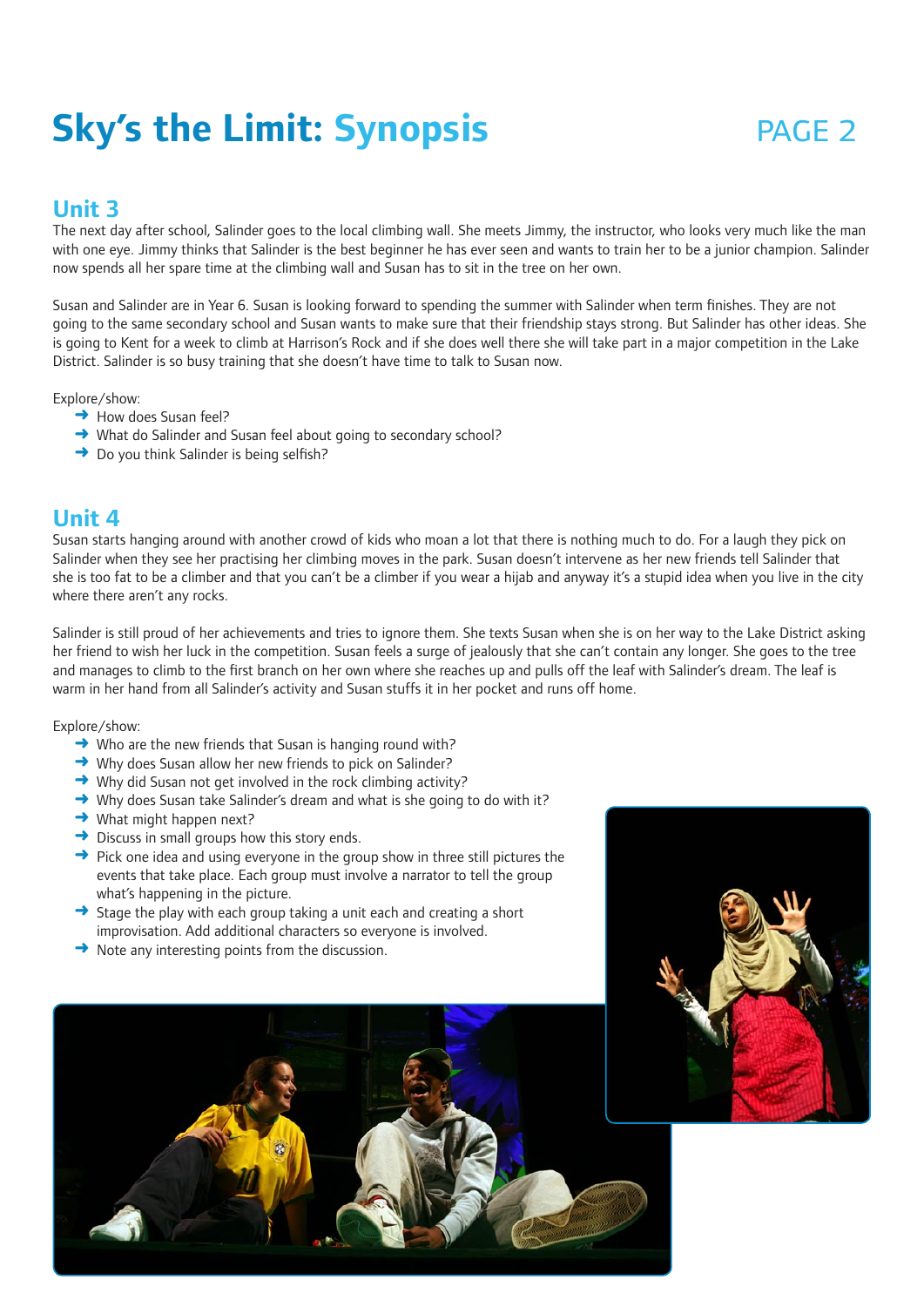# Sky's the Limit: Synopsis

## Unit 3

The next day after school, Salinder goes to the local climbing wall. She meets Jimmy, the instructor, who looks very much like the man with one eye. Jimmy thinks that Salinder is the best beginner he has ever seen and wants to train her to be a junior champion. Salinder now spends all her spare time at the climbing wall and Susan has to sit in the tree on her own.

Susan and Salinder are in Year 6. Susan is looking forward to spending the summer with Salinder when term finishes. They are not going to the same secondary school and Susan wants to make sure that their friendship stays strong. But Salinder has other ideas. She is going to Kent for a week to climb at Harrison's Rock and if she does well there she will take part in a major competition in the Lake District. Salinder is so busy training that she doesn't have time to talk to Susan now.

Explore/show:

- How does Susan feel?
- What do Salinder and Susan feel about going to secondary school?
- Do you think Salinder is being selfish?

## Unit 4

Susan starts hanging around with another crowd of kids who moan a lot that there is nothing much to do. For a laugh they pick on Salinder when they see her practising her climbing moves in the park. Susan doesn't intervene as her new friends tell Salinder that she is too fat to be a climber and that you can't be a climber if you wear a hijab and anyway it's a stupid idea when you live in the city where there aren't any rocks.

Salinder is still proud of her achievements and tries to ignore them. She texts Susan when she is on her way to the Lake District asking her friend to wish her luck in the competition. Susan feels a surge of jealously that she can't contain any longer. She goes to the tree and manages to climb to the first branch on her own where she reaches up and pulls off the leaf with Salinder's dream. The leaf is warm in her hand from all Salinder's activity and Susan stuffs it in her pocket and runs off home.

Explore/show:

- Who are the new friends that Susan is hanging round with?
- Why does Susan allow her new friends to pick on Salinder?
- Why did Susan not get involved in the rock climbing activity?
- Why does Susan take Salinder's dream and what is she going to do with it?
- What might happen next?
- Discuss in small groups how this story ends.
- Pick one idea and using everyone in the group show in three still pictures the events that take place. Each group must involve a narrator to tell the group what's happening in the picture.
- Stage the play with each group taking a unit each and creating a short improvisation. Add additional characters so everyone is involved.
- Note any interesting points from the discussion.